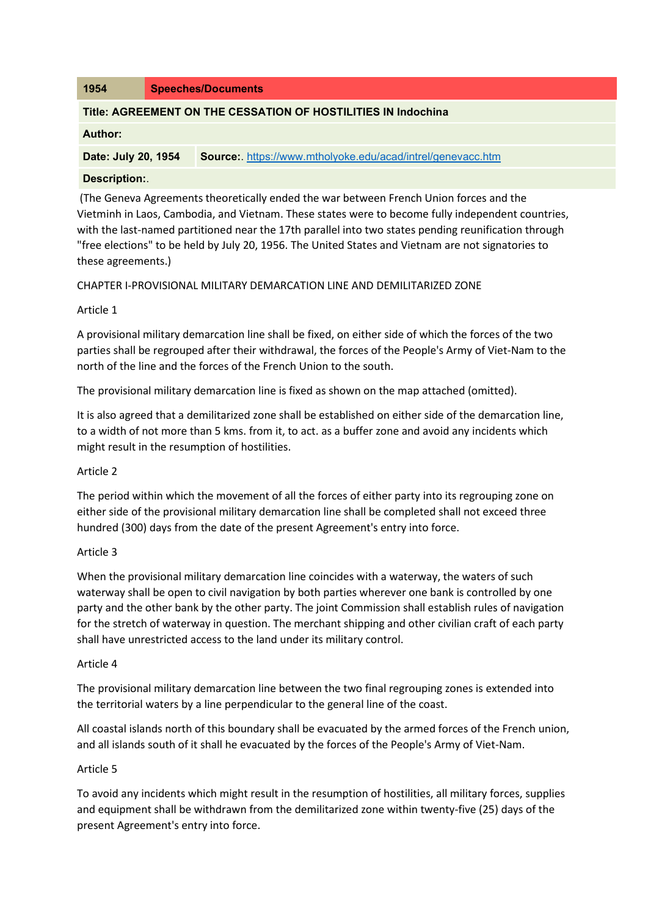| 1954 | Speeches/Documents |
|---|---|

**Title: AGREEMENT ON THE CESSATION OF HOSTILITIES IN Indochina**

**Author:**

**Date: July 20, 1954** **Source:**. https://www.mtholyoke.edu/acad/intrel/genevacc.htm

**Description:**.

(The Geneva Agreements theoretically ended the war between French Union forces and the Vietminh in Laos, Cambodia, and Vietnam. These states were to become fully independent countries, with the last-named partitioned near the 17th parallel into two states pending reunification through "free elections" to be held by July 20, 1956. The United States and Vietnam are not signatories to these agreements.)

CHAPTER I-PROVISIONAL MILITARY DEMARCATION LINE AND DEMILITARIZED ZONE

Article 1

A provisional military demarcation line shall be fixed, on either side of which the forces of the two parties shall be regrouped after their withdrawal, the forces of the People's Army of Viet-Nam to the north of the line and the forces of the French Union to the south.

The provisional military demarcation line is fixed as shown on the map attached (omitted).

It is also agreed that a demilitarized zone shall be established on either side of the demarcation line, to a width of not more than 5 kms. from it, to act. as a buffer zone and avoid any incidents which might result in the resumption of hostilities.

Article 2

The period within which the movement of all the forces of either party into its regrouping zone on either side of the provisional military demarcation line shall be completed shall not exceed three hundred (300) days from the date of the present Agreement's entry into force.

Article 3

When the provisional military demarcation line coincides with a waterway, the waters of such waterway shall be open to civil navigation by both parties wherever one bank is controlled by one party and the other bank by the other party. The joint Commission shall establish rules of navigation for the stretch of waterway in question. The merchant shipping and other civilian craft of each party shall have unrestricted access to the land under its military control.

Article 4

The provisional military demarcation line between the two final regrouping zones is extended into the territorial waters by a line perpendicular to the general line of the coast.

All coastal islands north of this boundary shall be evacuated by the armed forces of the French union, and all islands south of it shall he evacuated by the forces of the People's Army of Viet-Nam.

Article 5

To avoid any incidents which might result in the resumption of hostilities, all military forces, supplies and equipment shall be withdrawn from the demilitarized zone within twenty-five (25) days of the present Agreement's entry into force.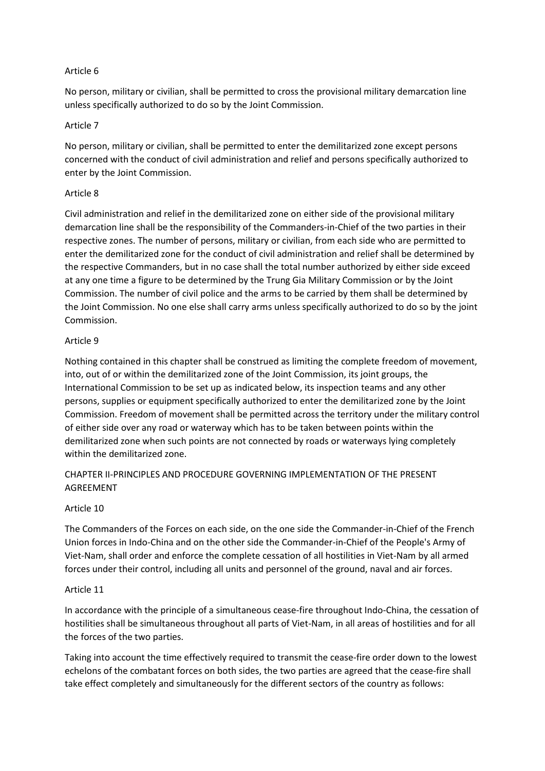Article 6

No person, military or civilian, shall be permitted to cross the provisional military demarcation line unless specifically authorized to do so by the Joint Commission.

Article 7

No person, military or civilian, shall be permitted to enter the demilitarized zone except persons concerned with the conduct of civil administration and relief and persons specifically authorized to enter by the Joint Commission.

Article 8

Civil administration and relief in the demilitarized zone on either side of the provisional military demarcation line shall be the responsibility of the Commanders-in-Chief of the two parties in their respective zones. The number of persons, military or civilian, from each side who are permitted to enter the demilitarized zone for the conduct of civil administration and relief shall be determined by the respective Commanders, but in no case shall the total number authorized by either side exceed at any one time a figure to be determined by the Trung Gia Military Commission or by the Joint Commission. The number of civil police and the arms to be carried by them shall be determined by the Joint Commission. No one else shall carry arms unless specifically authorized to do so by the joint Commission.

Article 9

Nothing contained in this chapter shall be construed as limiting the complete freedom of movement, into, out of or within the demilitarized zone of the Joint Commission, its joint groups, the International Commission to be set up as indicated below, its inspection teams and any other persons, supplies or equipment specifically authorized to enter the demilitarized zone by the Joint Commission. Freedom of movement shall be permitted across the territory under the military control of either side over any road or waterway which has to be taken between points within the demilitarized zone when such points are not connected by roads or waterways lying completely within the demilitarized zone.

## CHAPTER II-PRINCIPLES AND PROCEDURE GOVERNING IMPLEMENTATION OF THE PRESENT AGREEMENT

Article 10

The Commanders of the Forces on each side, on the one side the Commander-in-Chief of the French Union forces in Indo-China and on the other side the Commander-in-Chief of the People's Army of Viet-Nam, shall order and enforce the complete cessation of all hostilities in Viet-Nam by all armed forces under their control, including all units and personnel of the ground, naval and air forces.

Article 11

In accordance with the principle of a simultaneous cease-fire throughout Indo-China, the cessation of hostilities shall be simultaneous throughout all parts of Viet-Nam, in all areas of hostilities and for all the forces of the two parties.

Taking into account the time effectively required to transmit the cease-fire order down to the lowest echelons of the combatant forces on both sides, the two parties are agreed that the cease-fire shall take effect completely and simultaneously for the different sectors of the country as follows: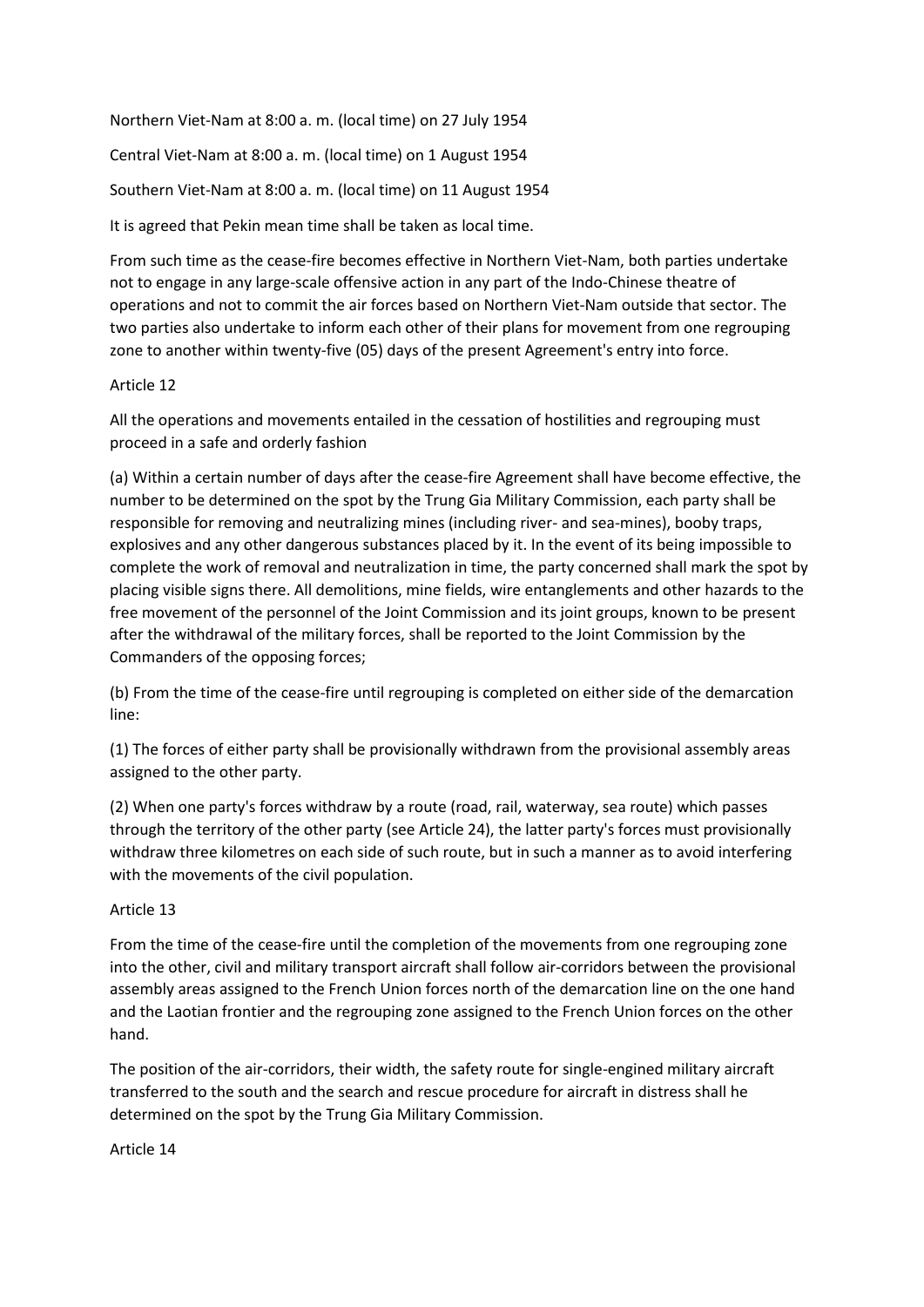Northern Viet-Nam at 8:00 a. m. (local time) on 27 July 1954

Central Viet-Nam at 8:00 a. m. (local time) on 1 August 1954

Southern Viet-Nam at 8:00 a. m. (local time) on 11 August 1954

It is agreed that Pekin mean time shall be taken as local time.

From such time as the cease-fire becomes effective in Northern Viet-Nam, both parties undertake not to engage in any large-scale offensive action in any part of the Indo-Chinese theatre of operations and not to commit the air forces based on Northern Viet-Nam outside that sector. The two parties also undertake to inform each other of their plans for movement from one regrouping zone to another within twenty-five (05) days of the present Agreement's entry into force.

Article 12

All the operations and movements entailed in the cessation of hostilities and regrouping must proceed in a safe and orderly fashion

(a) Within a certain number of days after the cease-fire Agreement shall have become effective, the number to be determined on the spot by the Trung Gia Military Commission, each party shall be responsible for removing and neutralizing mines (including river- and sea-mines), booby traps, explosives and any other dangerous substances placed by it. In the event of its being impossible to complete the work of removal and neutralization in time, the party concerned shall mark the spot by placing visible signs there. All demolitions, mine fields, wire entanglements and other hazards to the free movement of the personnel of the Joint Commission and its joint groups, known to be present after the withdrawal of the military forces, shall be reported to the Joint Commission by the Commanders of the opposing forces;

(b) From the time of the cease-fire until regrouping is completed on either side of the demarcation line:

(1) The forces of either party shall be provisionally withdrawn from the provisional assembly areas assigned to the other party.

(2) When one party's forces withdraw by a route (road, rail, waterway, sea route) which passes through the territory of the other party (see Article 24), the latter party's forces must provisionally withdraw three kilometres on each side of such route, but in such a manner as to avoid interfering with the movements of the civil population.

Article 13

From the time of the cease-fire until the completion of the movements from one regrouping zone into the other, civil and military transport aircraft shall follow air-corridors between the provisional assembly areas assigned to the French Union forces north of the demarcation line on the one hand and the Laotian frontier and the regrouping zone assigned to the French Union forces on the other hand.

The position of the air-corridors, their width, the safety route for single-engined military aircraft transferred to the south and the search and rescue procedure for aircraft in distress shall he determined on the spot by the Trung Gia Military Commission.

Article 14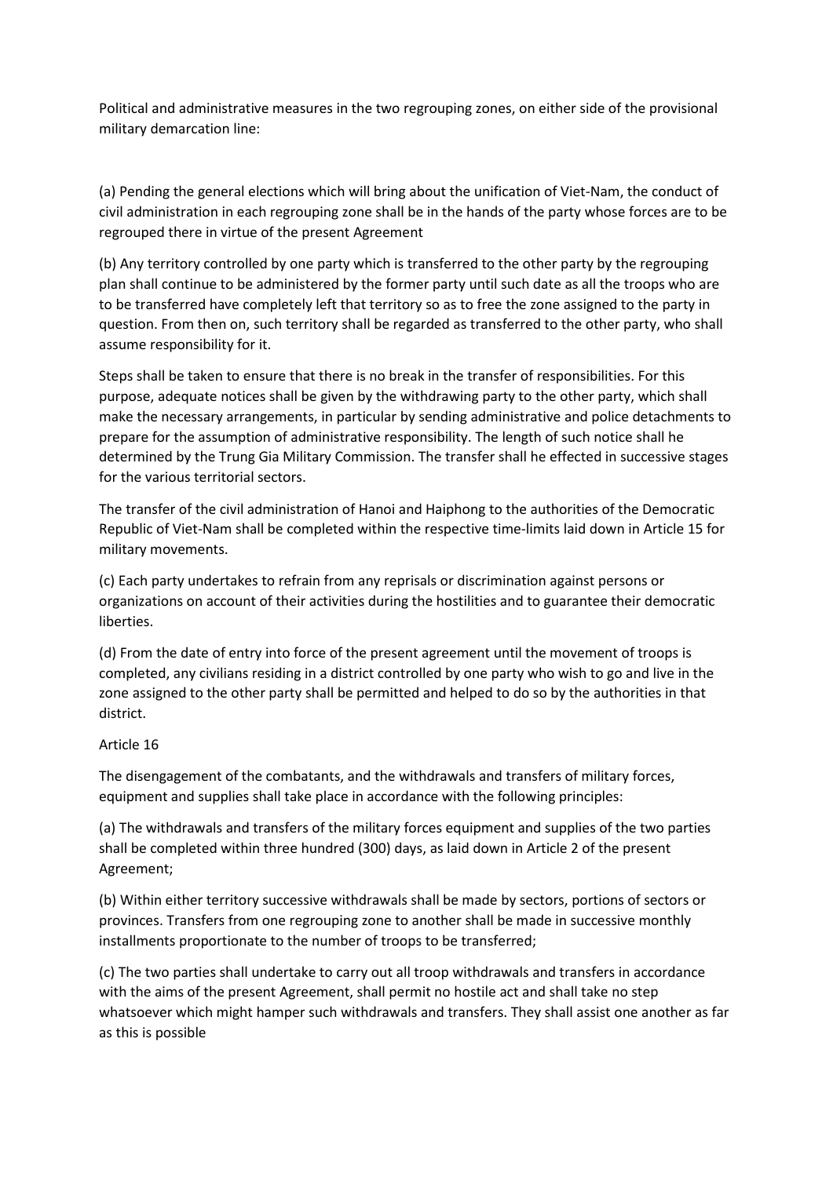Political and administrative measures in the two regrouping zones, on either side of the provisional military demarcation line:

(a) Pending the general elections which will bring about the unification of Viet-Nam, the conduct of civil administration in each regrouping zone shall be in the hands of the party whose forces are to be regrouped there in virtue of the present Agreement

(b) Any territory controlled by one party which is transferred to the other party by the regrouping plan shall continue to be administered by the former party until such date as all the troops who are to be transferred have completely left that territory so as to free the zone assigned to the party in question. From then on, such territory shall be regarded as transferred to the other party, who shall assume responsibility for it.

Steps shall be taken to ensure that there is no break in the transfer of responsibilities. For this purpose, adequate notices shall be given by the withdrawing party to the other party, which shall make the necessary arrangements, in particular by sending administrative and police detachments to prepare for the assumption of administrative responsibility. The length of such notice shall he determined by the Trung Gia Military Commission. The transfer shall he effected in successive stages for the various territorial sectors.

The transfer of the civil administration of Hanoi and Haiphong to the authorities of the Democratic Republic of Viet-Nam shall be completed within the respective time-limits laid down in Article 15 for military movements.

(c) Each party undertakes to refrain from any reprisals or discrimination against persons or organizations on account of their activities during the hostilities and to guarantee their democratic liberties.

(d) From the date of entry into force of the present agreement until the movement of troops is completed, any civilians residing in a district controlled by one party who wish to go and live in the zone assigned to the other party shall be permitted and helped to do so by the authorities in that district.

Article 16

The disengagement of the combatants, and the withdrawals and transfers of military forces, equipment and supplies shall take place in accordance with the following principles:

(a) The withdrawals and transfers of the military forces equipment and supplies of the two parties shall be completed within three hundred (300) days, as laid down in Article 2 of the present Agreement;

(b) Within either territory successive withdrawals shall be made by sectors, portions of sectors or provinces. Transfers from one regrouping zone to another shall be made in successive monthly installments proportionate to the number of troops to be transferred;

(c) The two parties shall undertake to carry out all troop withdrawals and transfers in accordance with the aims of the present Agreement, shall permit no hostile act and shall take no step whatsoever which might hamper such withdrawals and transfers. They shall assist one another as far as this is possible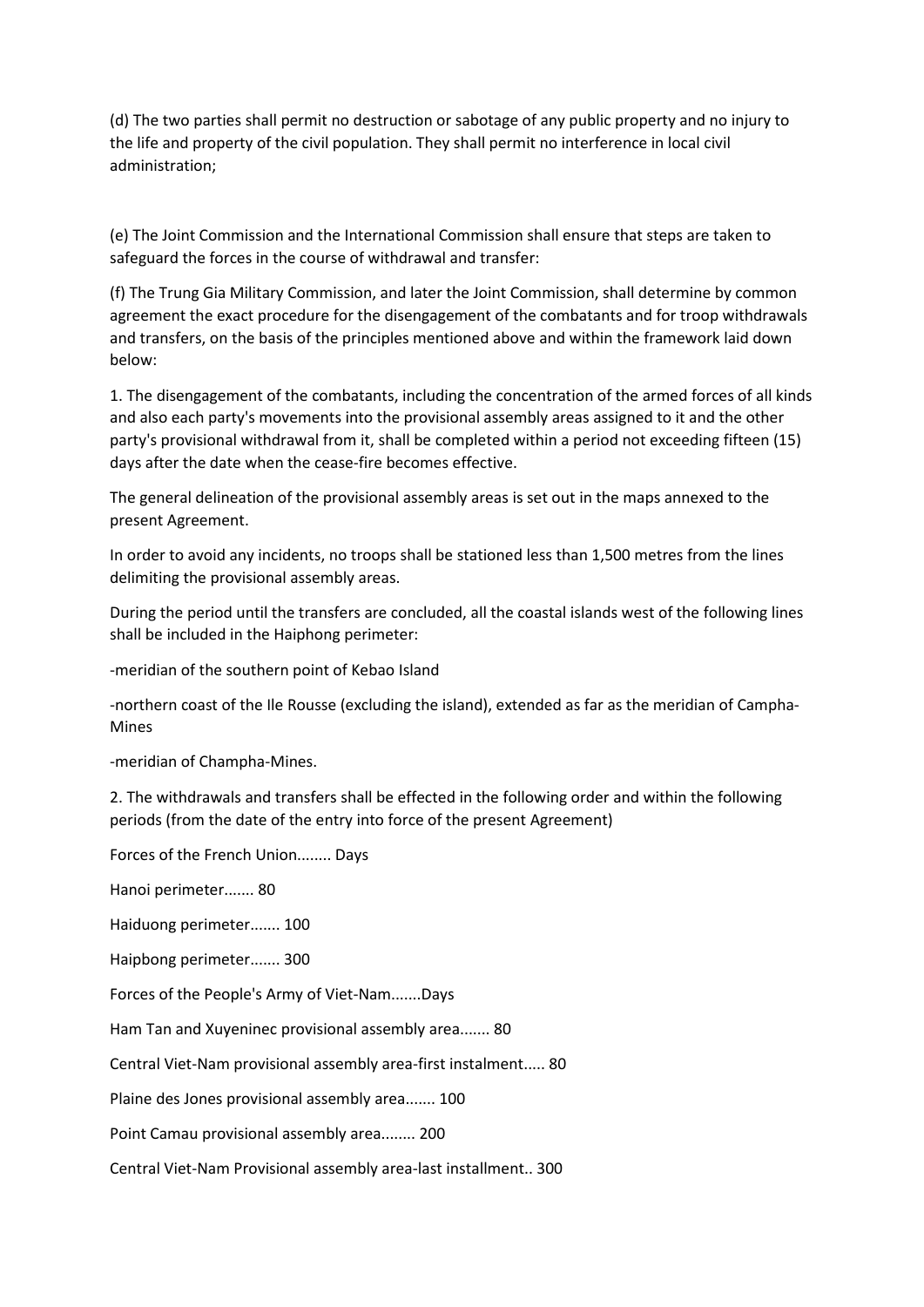(d) The two parties shall permit no destruction or sabotage of any public property and no injury to the life and property of the civil population. They shall permit no interference in local civil administration;

(e) The Joint Commission and the International Commission shall ensure that steps are taken to safeguard the forces in the course of withdrawal and transfer:

(f) The Trung Gia Military Commission, and later the Joint Commission, shall determine by common agreement the exact procedure for the disengagement of the combatants and for troop withdrawals and transfers, on the basis of the principles mentioned above and within the framework laid down below:

1. The disengagement of the combatants, including the concentration of the armed forces of all kinds and also each party's movements into the provisional assembly areas assigned to it and the other party's provisional withdrawal from it, shall be completed within a period not exceeding fifteen (15) days after the date when the cease-fire becomes effective.

The general delineation of the provisional assembly areas is set out in the maps annexed to the present Agreement.

In order to avoid any incidents, no troops shall be stationed less than 1,500 metres from the lines delimiting the provisional assembly areas.

During the period until the transfers are concluded, all the coastal islands west of the following lines shall be included in the Haiphong perimeter:

-meridian of the southern point of Kebao Island

-northern coast of the Ile Rousse (excluding the island), extended as far as the meridian of Campha-Mines

-meridian of Champha-Mines.

2. The withdrawals and transfers shall be effected in the following order and within the following periods (from the date of the entry into force of the present Agreement)

Forces of the French Union........ Days

Hanoi perimeter....... 80

Haiduong perimeter....... 100

Haipbong perimeter....... 300

Forces of the People's Army of Viet-Nam.......Days

Ham Tan and Xuyeninec provisional assembly area....... 80

Central Viet-Nam provisional assembly area-first instalment..... 80

Plaine des Jones provisional assembly area....... 100

Point Camau provisional assembly area........ 200

Central Viet-Nam Provisional assembly area-last installment.. 300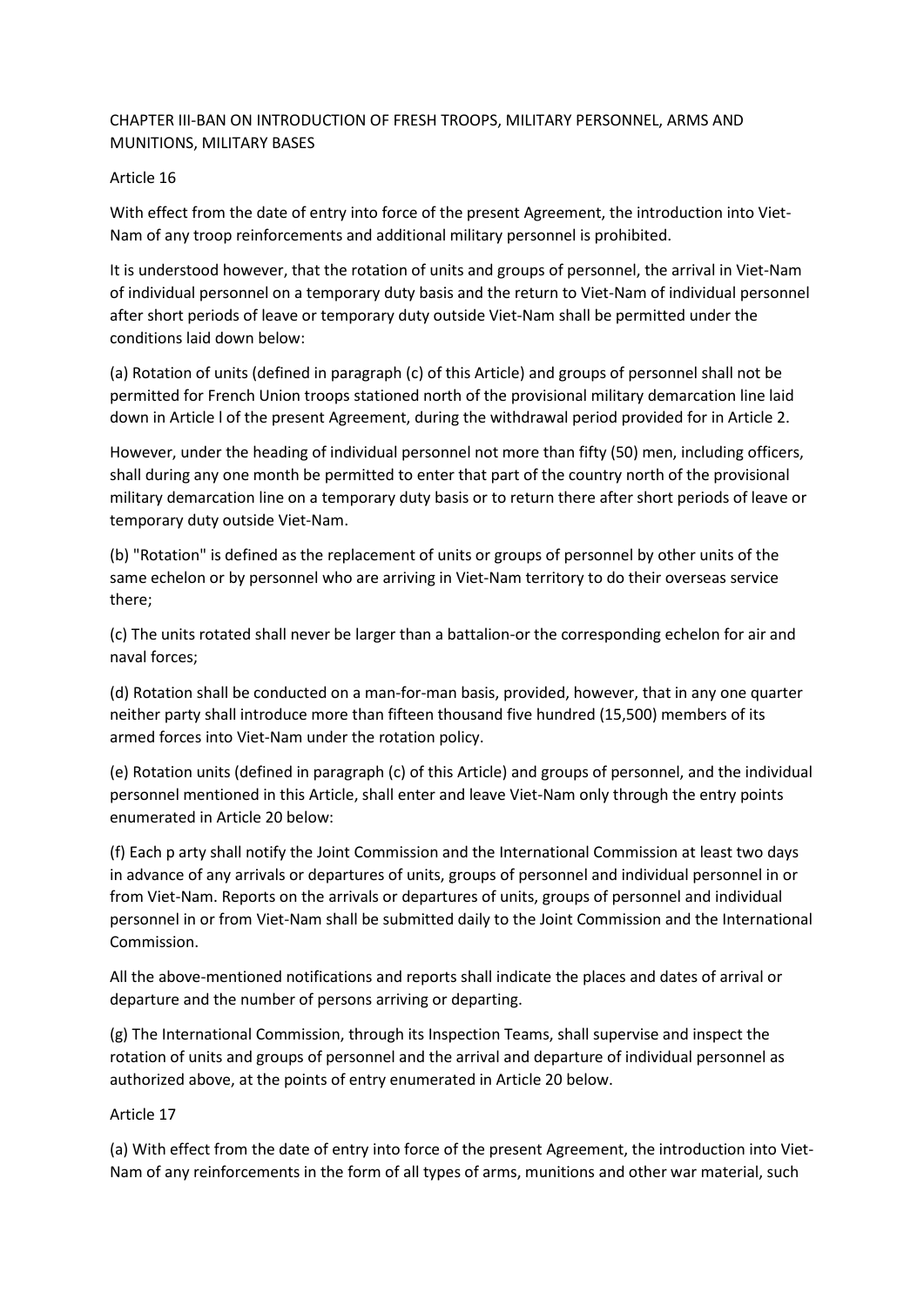## CHAPTER III-BAN ON INTRODUCTION OF FRESH TROOPS, MILITARY PERSONNEL, ARMS AND MUNITIONS, MILITARY BASES

### Article 16

With effect from the date of entry into force of the present Agreement, the introduction into Viet-Nam of any troop reinforcements and additional military personnel is prohibited.

It is understood however, that the rotation of units and groups of personnel, the arrival in Viet-Nam of individual personnel on a temporary duty basis and the return to Viet-Nam of individual personnel after short periods of leave or temporary duty outside Viet-Nam shall be permitted under the conditions laid down below:

(a) Rotation of units (defined in paragraph (c) of this Article) and groups of personnel shall not be permitted for French Union troops stationed north of the provisional military demarcation line laid down in Article l of the present Agreement, during the withdrawal period provided for in Article 2.

However, under the heading of individual personnel not more than fifty (50) men, including officers, shall during any one month be permitted to enter that part of the country north of the provisional military demarcation line on a temporary duty basis or to return there after short periods of leave or temporary duty outside Viet-Nam.

(b) "Rotation" is defined as the replacement of units or groups of personnel by other units of the same echelon or by personnel who are arriving in Viet-Nam territory to do their overseas service there;

(c) The units rotated shall never be larger than a battalion-or the corresponding echelon for air and naval forces;

(d) Rotation shall be conducted on a man-for-man basis, provided, however, that in any one quarter neither party shall introduce more than fifteen thousand five hundred (15,500) members of its armed forces into Viet-Nam under the rotation policy.

(e) Rotation units (defined in paragraph (c) of this Article) and groups of personnel, and the individual personnel mentioned in this Article, shall enter and leave Viet-Nam only through the entry points enumerated in Article 20 below:

(f) Each p arty shall notify the Joint Commission and the International Commission at least two days in advance of any arrivals or departures of units, groups of personnel and individual personnel in or from Viet-Nam. Reports on the arrivals or departures of units, groups of personnel and individual personnel in or from Viet-Nam shall be submitted daily to the Joint Commission and the International Commission.

All the above-mentioned notifications and reports shall indicate the places and dates of arrival or departure and the number of persons arriving or departing.

(g) The International Commission, through its Inspection Teams, shall supervise and inspect the rotation of units and groups of personnel and the arrival and departure of individual personnel as authorized above, at the points of entry enumerated in Article 20 below.

### Article 17

(a) With effect from the date of entry into force of the present Agreement, the introduction into Viet-Nam of any reinforcements in the form of all types of arms, munitions and other war material, such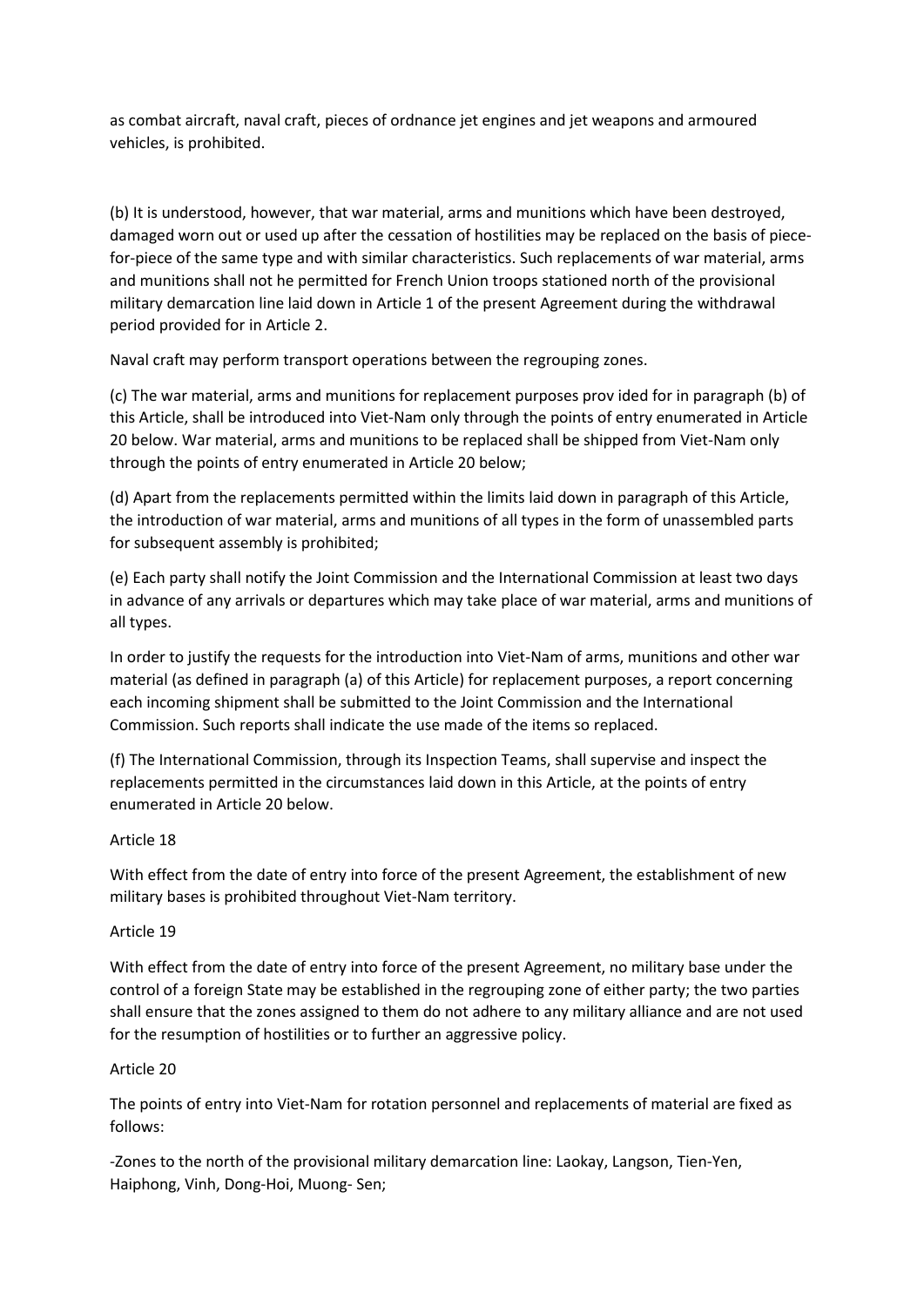as combat aircraft, naval craft, pieces of ordnance jet engines and jet weapons and armoured vehicles, is prohibited.

(b) It is understood, however, that war material, arms and munitions which have been destroyed, damaged worn out or used up after the cessation of hostilities may be replaced on the basis of piece-for-piece of the same type and with similar characteristics. Such replacements of war material, arms and munitions shall not he permitted for French Union troops stationed north of the provisional military demarcation line laid down in Article 1 of the present Agreement during the withdrawal period provided for in Article 2.

Naval craft may perform transport operations between the regrouping zones.

(c) The war material, arms and munitions for replacement purposes prov ided for in paragraph (b) of this Article, shall be introduced into Viet-Nam only through the points of entry enumerated in Article 20 below. War material, arms and munitions to be replaced shall be shipped from Viet-Nam only through the points of entry enumerated in Article 20 below;

(d) Apart from the replacements permitted within the limits laid down in paragraph of this Article, the introduction of war material, arms and munitions of all types in the form of unassembled parts for subsequent assembly is prohibited;

(e) Each party shall notify the Joint Commission and the International Commission at least two days in advance of any arrivals or departures which may take place of war material, arms and munitions of all types.

In order to justify the requests for the introduction into Viet-Nam of arms, munitions and other war material (as defined in paragraph (a) of this Article) for replacement purposes, a report concerning each incoming shipment shall be submitted to the Joint Commission and the International Commission. Such reports shall indicate the use made of the items so replaced.

(f) The International Commission, through its Inspection Teams, shall supervise and inspect the replacements permitted in the circumstances laid down in this Article, at the points of entry enumerated in Article 20 below.

Article 18

With effect from the date of entry into force of the present Agreement, the establishment of new military bases is prohibited throughout Viet-Nam territory.

Article 19

With effect from the date of entry into force of the present Agreement, no military base under the control of a foreign State may be established in the regrouping zone of either party; the two parties shall ensure that the zones assigned to them do not adhere to any military alliance and are not used for the resumption of hostilities or to further an aggressive policy.

Article 20

The points of entry into Viet-Nam for rotation personnel and replacements of material are fixed as follows:

-Zones to the north of the provisional military demarcation line: Laokay, Langson, Tien-Yen, Haiphong, Vinh, Dong-Hoi, Muong- Sen;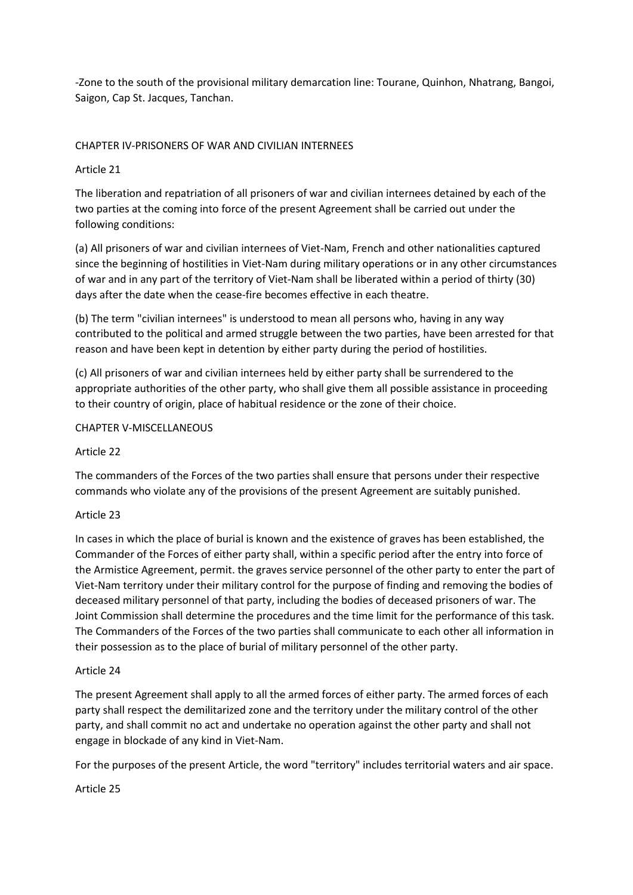-Zone to the south of the provisional military demarcation line: Tourane, Quinhon, Nhatrang, Bangoi, Saigon, Cap St. Jacques, Tanchan.

## CHAPTER IV-PRISONERS OF WAR AND CIVILIAN INTERNEES

### Article 21

The liberation and repatriation of all prisoners of war and civilian internees detained by each of the two parties at the coming into force of the present Agreement shall be carried out under the following conditions:

(a) All prisoners of war and civilian internees of Viet-Nam, French and other nationalities captured since the beginning of hostilities in Viet-Nam during military operations or in any other circumstances of war and in any part of the territory of Viet-Nam shall be liberated within a period of thirty (30) days after the date when the cease-fire becomes effective in each theatre.

(b) The term "civilian internees" is understood to mean all persons who, having in any way contributed to the political and armed struggle between the two parties, have been arrested for that reason and have been kept in detention by either party during the period of hostilities.

(c) All prisoners of war and civilian internees held by either party shall be surrendered to the appropriate authorities of the other party, who shall give them all possible assistance in proceeding to their country of origin, place of habitual residence or the zone of their choice.

## CHAPTER V-MISCELLANEOUS

### Article 22

The commanders of the Forces of the two parties shall ensure that persons under their respective commands who violate any of the provisions of the present Agreement are suitably punished.

### Article 23

In cases in which the place of burial is known and the existence of graves has been established, the Commander of the Forces of either party shall, within a specific period after the entry into force of the Armistice Agreement, permit. the graves service personnel of the other party to enter the part of Viet-Nam territory under their military control for the purpose of finding and removing the bodies of deceased military personnel of that party, including the bodies of deceased prisoners of war. The Joint Commission shall determine the procedures and the time limit for the performance of this task. The Commanders of the Forces of the two parties shall communicate to each other all information in their possession as to the place of burial of military personnel of the other party.

### Article 24

The present Agreement shall apply to all the armed forces of either party. The armed forces of each party shall respect the demilitarized zone and the territory under the military control of the other party, and shall commit no act and undertake no operation against the other party and shall not engage in blockade of any kind in Viet-Nam.

For the purposes of the present Article, the word "territory" includes territorial waters and air space.

### Article 25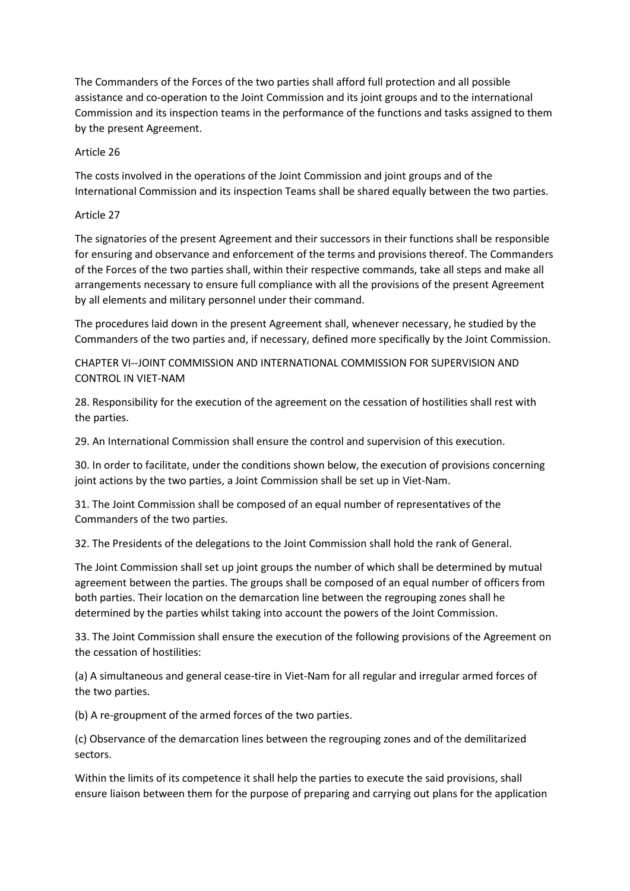The Commanders of the Forces of the two parties shall afford full protection and all possible assistance and co-operation to the Joint Commission and its joint groups and to the international Commission and its inspection teams in the performance of the functions and tasks assigned to them by the present Agreement.

Article 26

The costs involved in the operations of the Joint Commission and joint groups and of the International Commission and its inspection Teams shall be shared equally between the two parties.

Article 27

The signatories of the present Agreement and their successors in their functions shall be responsible for ensuring and observance and enforcement of the terms and provisions thereof. The Commanders of the Forces of the two parties shall, within their respective commands, take all steps and make all arrangements necessary to ensure full compliance with all the provisions of the present Agreement by all elements and military personnel under their command.

The procedures laid down in the present Agreement shall, whenever necessary, he studied by the Commanders of the two parties and, if necessary, defined more specifically by the Joint Commission.

CHAPTER VI--JOINT COMMISSION AND INTERNATIONAL COMMISSION FOR SUPERVISION AND CONTROL IN VIET-NAM

28. Responsibility for the execution of the agreement on the cessation of hostilities shall rest with the parties.

29. An International Commission shall ensure the control and supervision of this execution.

30. In order to facilitate, under the conditions shown below, the execution of provisions concerning joint actions by the two parties, a Joint Commission shall be set up in Viet-Nam.

31. The Joint Commission shall be composed of an equal number of representatives of the Commanders of the two parties.

32. The Presidents of the delegations to the Joint Commission shall hold the rank of General.

The Joint Commission shall set up joint groups the number of which shall be determined by mutual agreement between the parties. The groups shall be composed of an equal number of officers from both parties. Their location on the demarcation line between the regrouping zones shall he determined by the parties whilst taking into account the powers of the Joint Commission.

33. The Joint Commission shall ensure the execution of the following provisions of the Agreement on the cessation of hostilities:

(a) A simultaneous and general cease-tire in Viet-Nam for all regular and irregular armed forces of the two parties.

(b) A re-groupment of the armed forces of the two parties.

(c) Observance of the demarcation lines between the regrouping zones and of the demilitarized sectors.

Within the limits of its competence it shall help the parties to execute the said provisions, shall ensure liaison between them for the purpose of preparing and carrying out plans for the application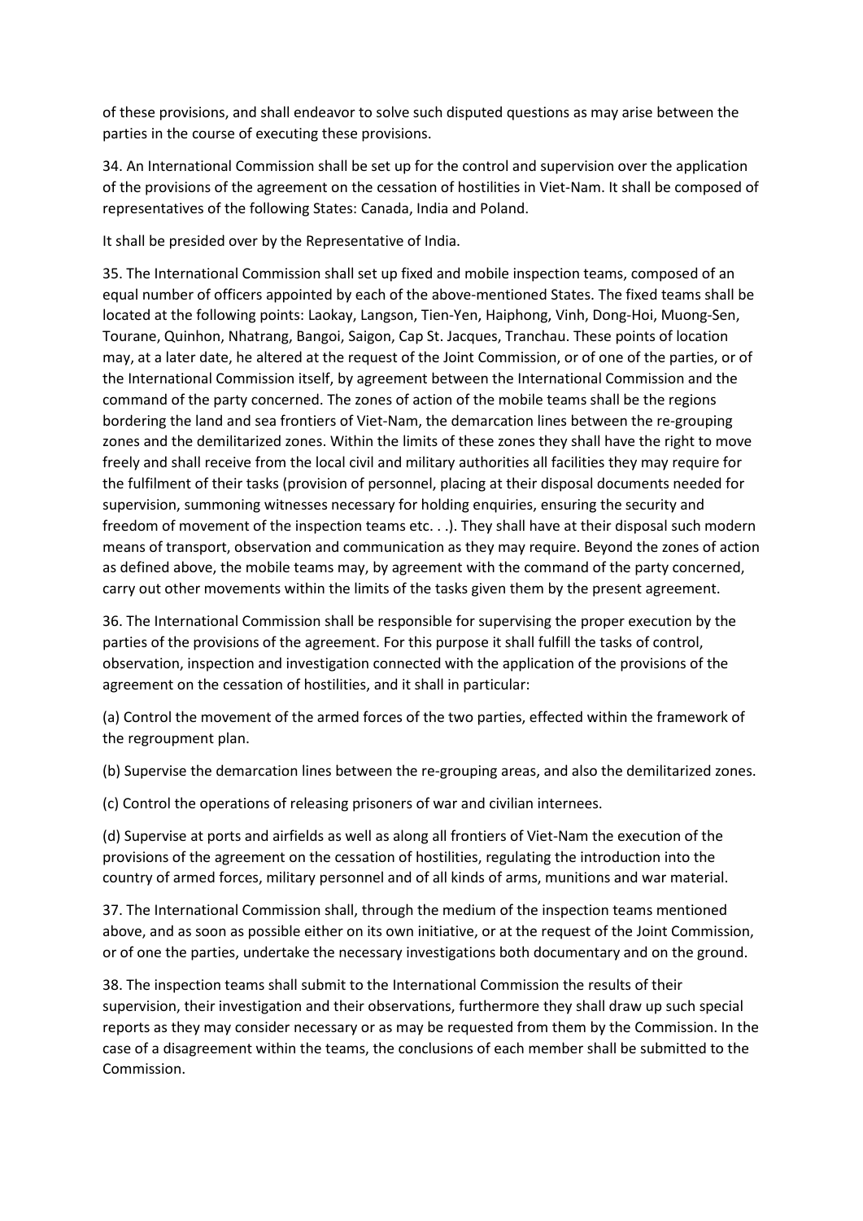of these provisions, and shall endeavor to solve such disputed questions as may arise between the parties in the course of executing these provisions.

34. An International Commission shall be set up for the control and supervision over the application of the provisions of the agreement on the cessation of hostilities in Viet-Nam. It shall be composed of representatives of the following States: Canada, India and Poland.

It shall be presided over by the Representative of India.

35. The International Commission shall set up fixed and mobile inspection teams, composed of an equal number of officers appointed by each of the above-mentioned States. The fixed teams shall be located at the following points: Laokay, Langson, Tien-Yen, Haiphong, Vinh, Dong-Hoi, Muong-Sen, Tourane, Quinhon, Nhatrang, Bangoi, Saigon, Cap St. Jacques, Tranchau. These points of location may, at a later date, he altered at the request of the Joint Commission, or of one of the parties, or of the International Commission itself, by agreement between the International Commission and the command of the party concerned. The zones of action of the mobile teams shall be the regions bordering the land and sea frontiers of Viet-Nam, the demarcation lines between the re-grouping zones and the demilitarized zones. Within the limits of these zones they shall have the right to move freely and shall receive from the local civil and military authorities all facilities they may require for the fulfilment of their tasks (provision of personnel, placing at their disposal documents needed for supervision, summoning witnesses necessary for holding enquiries, ensuring the security and freedom of movement of the inspection teams etc. . .). They shall have at their disposal such modern means of transport, observation and communication as they may require. Beyond the zones of action as defined above, the mobile teams may, by agreement with the command of the party concerned, carry out other movements within the limits of the tasks given them by the present agreement.

36. The International Commission shall be responsible for supervising the proper execution by the parties of the provisions of the agreement. For this purpose it shall fulfill the tasks of control, observation, inspection and investigation connected with the application of the provisions of the agreement on the cessation of hostilities, and it shall in particular:

(a) Control the movement of the armed forces of the two parties, effected within the framework of the regroupment plan.

(b) Supervise the demarcation lines between the re-grouping areas, and also the demilitarized zones.

(c) Control the operations of releasing prisoners of war and civilian internees.

(d) Supervise at ports and airfields as well as along all frontiers of Viet-Nam the execution of the provisions of the agreement on the cessation of hostilities, regulating the introduction into the country of armed forces, military personnel and of all kinds of arms, munitions and war material.

37. The International Commission shall, through the medium of the inspection teams mentioned above, and as soon as possible either on its own initiative, or at the request of the Joint Commission, or of one the parties, undertake the necessary investigations both documentary and on the ground.

38. The inspection teams shall submit to the International Commission the results of their supervision, their investigation and their observations, furthermore they shall draw up such special reports as they may consider necessary or as may be requested from them by the Commission. In the case of a disagreement within the teams, the conclusions of each member shall be submitted to the Commission.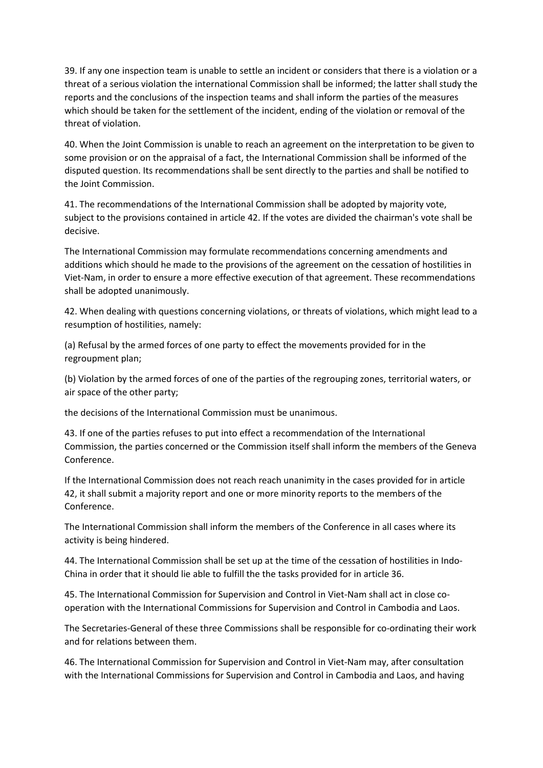39. If any one inspection team is unable to settle an incident or considers that there is a violation or a threat of a serious violation the international Commission shall be informed; the latter shall study the reports and the conclusions of the inspection teams and shall inform the parties of the measures which should be taken for the settlement of the incident, ending of the violation or removal of the threat of violation.

40. When the Joint Commission is unable to reach an agreement on the interpretation to be given to some provision or on the appraisal of a fact, the International Commission shall be informed of the disputed question. Its recommendations shall be sent directly to the parties and shall be notified to the Joint Commission.

41. The recommendations of the International Commission shall be adopted by majority vote, subject to the provisions contained in article 42. If the votes are divided the chairman's vote shall be decisive.

The International Commission may formulate recommendations concerning amendments and additions which should he made to the provisions of the agreement on the cessation of hostilities in Viet-Nam, in order to ensure a more effective execution of that agreement. These recommendations shall be adopted unanimously.

42. When dealing with questions concerning violations, or threats of violations, which might lead to a resumption of hostilities, namely:

(a) Refusal by the armed forces of one party to effect the movements provided for in the regroupment plan;

(b) Violation by the armed forces of one of the parties of the regrouping zones, territorial waters, or air space of the other party;

the decisions of the International Commission must be unanimous.

43. If one of the parties refuses to put into effect a recommendation of the International Commission, the parties concerned or the Commission itself shall inform the members of the Geneva Conference.

If the International Commission does not reach reach unanimity in the cases provided for in article 42, it shall submit a majority report and one or more minority reports to the members of the Conference.

The International Commission shall inform the members of the Conference in all cases where its activity is being hindered.

44. The International Commission shall be set up at the time of the cessation of hostilities in Indo-China in order that it should lie able to fulfill the the tasks provided for in article 36.

45. The International Commission for Supervision and Control in Viet-Nam shall act in close co-operation with the International Commissions for Supervision and Control in Cambodia and Laos.

The Secretaries-General of these three Commissions shall be responsible for co-ordinating their work and for relations between them.

46. The International Commission for Supervision and Control in Viet-Nam may, after consultation with the International Commissions for Supervision and Control in Cambodia and Laos, and having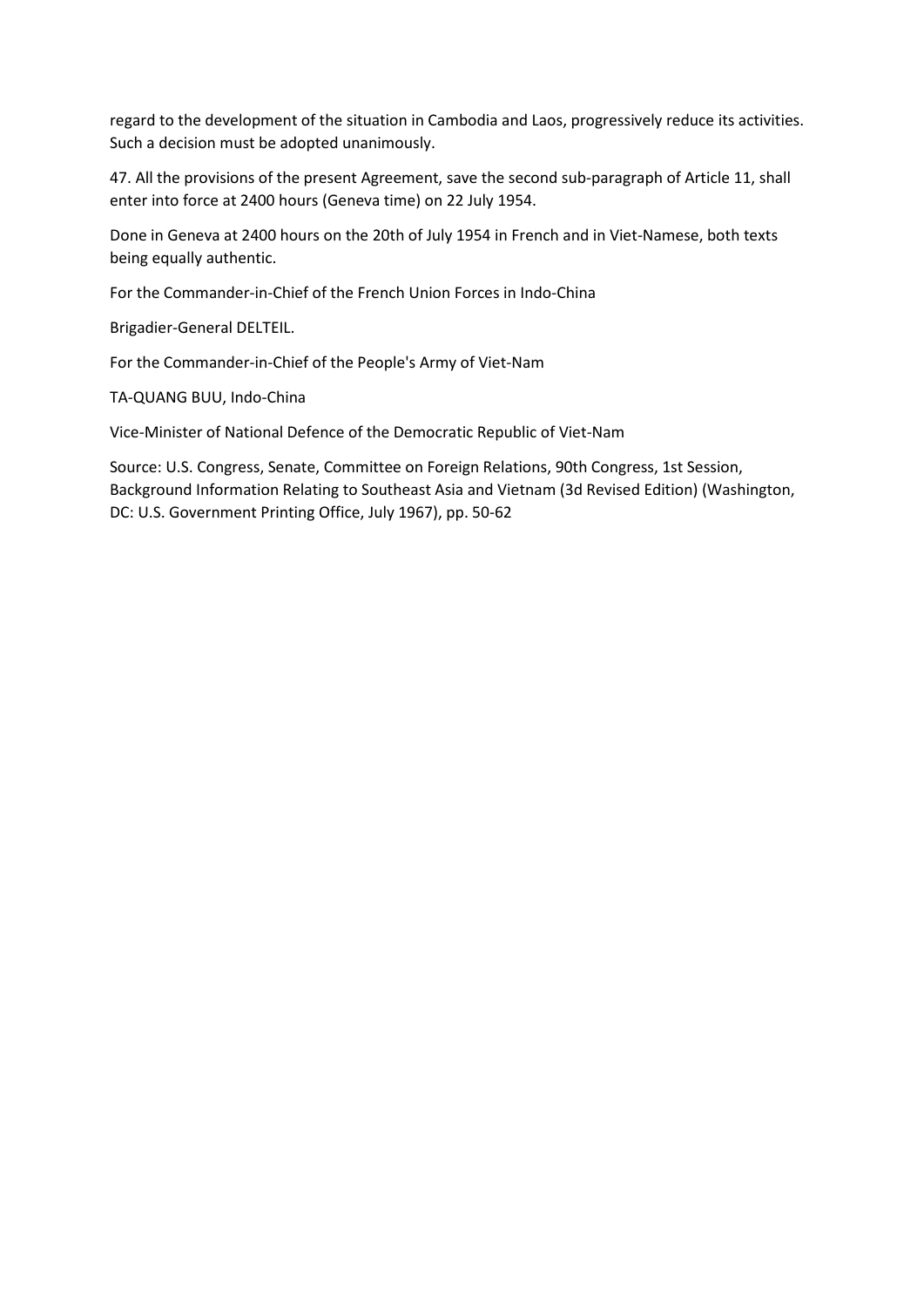regard to the development of the situation in Cambodia and Laos, progressively reduce its activities. Such a decision must be adopted unanimously.

47. All the provisions of the present Agreement, save the second sub-paragraph of Article 11, shall enter into force at 2400 hours (Geneva time) on 22 July 1954.

Done in Geneva at 2400 hours on the 20th of July 1954 in French and in Viet-Namese, both texts being equally authentic.

For the Commander-in-Chief of the French Union Forces in Indo-China

Brigadier-General DELTEIL.

For the Commander-in-Chief of the People's Army of Viet-Nam

TA-QUANG BUU, Indo-China

Vice-Minister of National Defence of the Democratic Republic of Viet-Nam

Source: U.S. Congress, Senate, Committee on Foreign Relations, 90th Congress, 1st Session, Background Information Relating to Southeast Asia and Vietnam (3d Revised Edition) (Washington, DC: U.S. Government Printing Office, July 1967), pp. 50-62